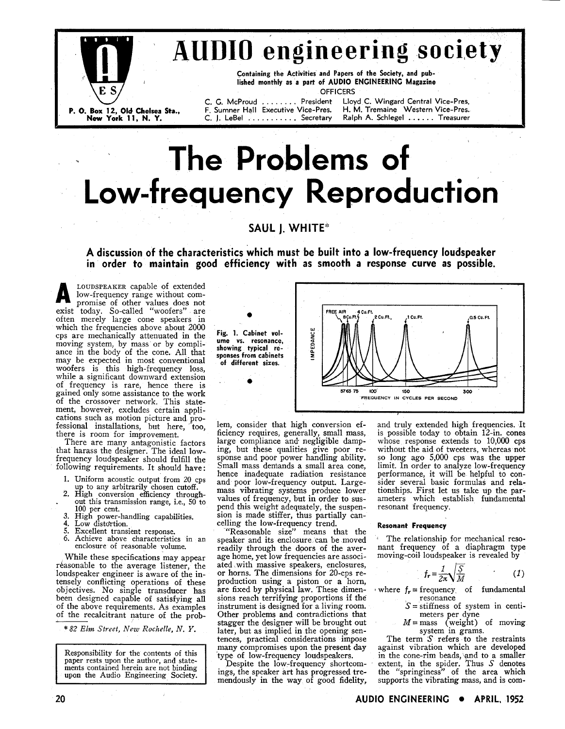# AUDIO engineering society

Containing the Activities and Papers of the Society, and published monthly as a part of AUDIO ENGINEERING Magazine

OFFICERS

C. G. McProud ........ President
F. Sumner Hall Executive Vice-Pres.
C. J. LeBel .......... Secretary
Lloyd C. Wingard Central Vice-Pres.
H. M. Tremaine Western Vice-Pres.
Ralph A. Schlegel ...... Treasurer

P. O. Box 12, Old Chelsea Sta., New York 11, N. Y.

# The Problems of Low-frequency Reproduction

## SAUL J. WHITE*

**A discussion of the characteristics which must be built into a low-frequency loudspeaker in order to maintain good efficiency with as smooth a response curve as possible.**

A LOUDSPEAKER capable of extended low-frequency range without compromise of other values does not exist today. So-called "woofers" are often merely large cone speakers in which the frequencies above about 2000 cps are mechanically attenuated in the moving system, by mass or by compliance in the body of the cone. All that may be expected in most conventional woofers is this high-frequency loss, while a significant downward extension of frequency is rare, hence there is gained only some assistance to the work of the crossover network. This statement, however, excludes certain applications such as motion picture and professional installations, but here, too, there is room for improvement.

There are many antagonistic factors that harass the designer. The ideal low-frequency loudspeaker should fulfill the following requirements. It should have:

1. Uniform acoustic output from 20 cps up to any arbitrarily chosen cutoff.
2. High conversion efficiency throughout this transmission range, i.e., 50 to 100 per cent.
3. High power-handling capabilities.
4. Low distortion.
5. Excellent transient response.
6. Achieve above characteristics in an enclosure of reasonable volume.

While these specifications may appear reasonable to the average listener, the loudspeaker engineer is aware of the intensely conflicting operations of these objectives. No single transducer has been designed capable of satisfying all of the above requirements. As examples of the recalcitrant nature of the problem, consider that high conversion efficiency requires, generally, small mass, large compliance and negligible damping, but these qualities give poor response and poor power handling ability. Small mass demands a small area cone, hence inadequate radiation resistance and poor low-frequency output. Large-mass vibrating systems produce lower values of frequency, but in order to suspend this weight adequately, the suspension is made stiffer, thus partially cancelling the low-frequency trend.

\* *82 Elm Street, New Rochelle, N. Y.*

Responsibility for the contents of this paper rests upon the author, and statements contained herein are not binding upon the Audio Engineering Society.

Fig. 1. Cabinet volume vs. resonance, showing typical responses from cabinets of different sizes.

"Reasonable size" means that the speaker and its enclosure can be moved readily through the doors of the average home, yet low frequencies are associated with massive speakers, enclosures, or horns. The dimensions for 20-cps reproduction using a piston or a horn, are fixed by physical law. These dimensions reach terrifying proportions if the instrument is designed for a living room. Other problems and contradictions that stagger the designer will be brought out later, but as implied in the opening sentences, practical considerations impose many compromises upon the present day type of low-frequency loudspeakers.

Despite the low-frequency shortcomings, the speaker art has progressed tremendously in the way of good fidelity, and truly extended high frequencies. It is possible today to obtain 12-in. cones whose response extends to 10,000 cps without the aid of tweeters, whereas not so long ago 5,000 cps was the upper limit. In order to analyze low-frequency performance, it will be helpful to consider several basic formulas and relationships. First let us take up the parameters which establish fundamental resonant frequency.

### Resonant Frequency

The relationship for mechanical resonant frequency of a diaphragm type moving-coil loudspeaker is revealed by

$$f_r = \frac{1}{2\pi}\sqrt{\frac{S}{M}} \qquad (1)$$

where $f_r$ = frequency of fundamental resonance
$S$ = stiffness of system in centimeters per dyne
$M$ = mass (weight) of moving system in grams.

The term $S$ refers to the restraints against vibration which are developed in the cone-rim beads, and to a smaller extent, in the spider. Thus $S$ denotes the "springiness" of the area which supports the vibrating mass, and is com-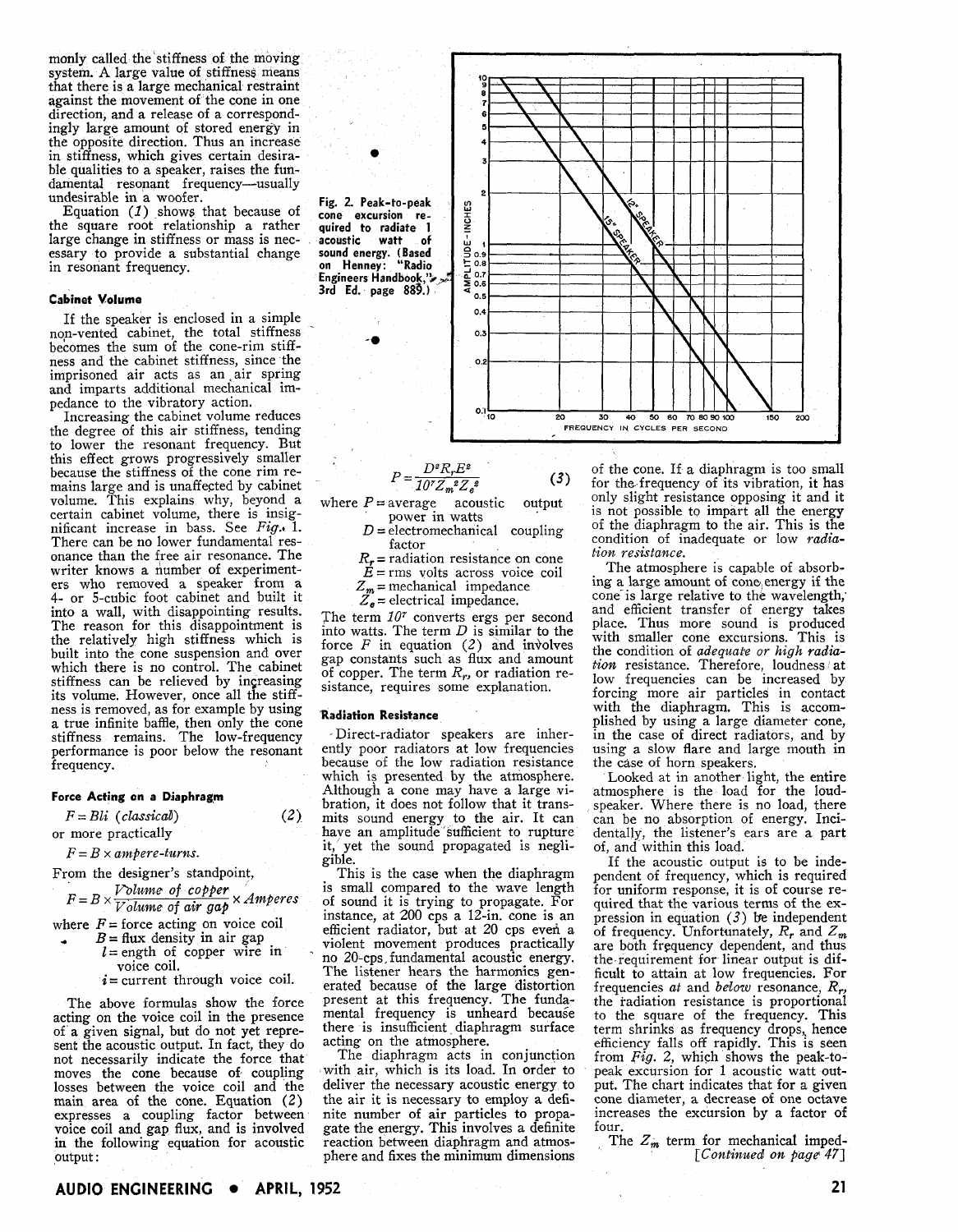monly called the stiffness of the moving system. A large value of stiffness means that there is a large mechanical restraint against the movement of the cone in one direction, and a release of a correspondingly large amount of stored energy in the opposite direction. Thus an increase in stiffness, which gives certain desirable qualities to a speaker, raises the fundamental resonant frequency—usually undesirable in a woofer.

Equation (*1*) shows that because of the square root relationship a rather large change in stiffness or mass is necessary to provide a substantial change in resonant frequency.

#### Cabinet Volume

If the speaker is enclosed in a simple non-vented cabinet, the total stiffness becomes the sum of the cone-rim stiffness and the cabinet stiffness, since the imprisoned air acts as an air spring and imparts additional mechanical impedance to the vibratory action.

Increasing the cabinet volume reduces the degree of this air stiffness, tending to lower the resonant frequency. But this effect grows progressively smaller because the stiffness of the cone rim remains large and is unaffected by cabinet volume. This explains why, beyond a certain cabinet volume, there is insignificant increase in bass. See *Fig.* 1. There can be no lower fundamental resonance than the free air resonance. The writer knows a number of experimenters who removed a speaker from a 4- or 5-cubic foot cabinet and built it into a wall, with disappointing results. The reason for this disappointment is the relatively high stiffness which is built into the cone suspension and over which there is no control. The cabinet stiffness can be relieved by increasing its volume. However, once all the stiffness is removed, as for example by using a true infinite baffle, then only the cone stiffness remains. The low-frequency performance is poor below the resonant frequency.

#### Force Acting on a Diaphragm

$$F = Bli \text{ (classical)} \qquad (2)$$

or more practically

$$F = B \times \textit{ampere-turns}.$$

From the designer's standpoint,

$$F = B \times \frac{\textit{Volume of copper}}{\textit{Volume of air gap}} \times \textit{Amperes}$$

where $F$ = force acting on voice coil
$B$ = flux density in air gap
$l$ = length of copper wire in voice coil.
$i$ = current through voice coil.

The above formulas show the force acting on the voice coil in the presence of a given signal, but do not yet represent the acoustic output. In fact, they do not necessarily indicate the force that moves the cone because of coupling losses between the voice coil and the main area of the cone. Equation (*2*) expresses a coupling factor between voice coil and gap flux, and is involved in the following equation for acoustic output:

Fig. 2. Peak-to-peak cone excursion required to radiate 1 acoustic watt of sound energy. (Based on Henney: "Radio Engineers Handbook," 3rd Ed. page 889.)

$$P = \frac{D^2 R_r E^2}{10^7 Z_m{}^2 Z_e{}^2} \qquad (3)$$

where $P$ = average acoustic output power in watts
$D$ = electromechanical coupling factor
$R_r$ = radiation resistance on cone
$E$ = rms volts across voice coil
$Z_m$ = mechanical impedance
$Z_e$ = electrical impedance.

The term $10^7$ converts ergs per second into watts. The term $D$ is similar to the force $F$ in equation (*2*) and involves gap constants such as flux and amount of copper. The term $R_r$, or radiation resistance, requires some explanation.

#### Radiation Resistance

Direct-radiator speakers are inherently poor radiators at low frequencies because of the low radiation resistance which is presented by the atmosphere. Although a cone may have a large vibration, it does not follow that it transmits sound energy to the air. It can have an amplitude sufficient to rupture it, yet the sound propagated is negligible.

This is the case when the diaphragm is small compared to the wave length of sound it is trying to propagate. For instance, at 200 cps a 12-in. cone is an efficient radiator, but at 20 cps even a violent movement produces practically no 20-cps fundamental acoustic energy. The listener hears the harmonics generated because of the large distortion present at this frequency. The fundamental frequency is unheard because there is insufficient diaphragm surface acting on the atmosphere.

The diaphragm acts in conjunction with air, which is its load. In order to deliver the necessary acoustic energy to the air it is necessary to employ a definite number of air particles to propagate the energy. This involves a definite reaction between diaphragm and atmosphere and fixes the minimum dimensions of the cone. If a diaphragm is too small for the frequency of its vibration, it has only slight resistance opposing it and it is not possible to impart all the energy of the diaphragm to the air. This is the condition of inadequate or low *radiation resistance*.

The atmosphere is capable of absorbing a large amount of cone energy if the cone is large relative to the wavelength, and efficient transfer of energy takes place. Thus more sound is produced with smaller cone excursions. This is the condition of *adequate or high radiation* resistance. Therefore, loudness at low frequencies can be increased by forcing more air particles in contact with the diaphragm. This is accomplished by using a large diameter cone, in the case of direct radiators, and by using a slow flare and large mouth in the case of horn speakers.

Looked at in another light, the entire atmosphere is the load for the loudspeaker. Where there is no load, there can be no absorption of energy. Incidentally, the listener's ears are a part of, and within this load.

If the acoustic output is to be independent of frequency, which is required for uniform response, it is of course required that the various terms of the expression in equation (*3*) be independent of frequency. Unfortunately, $R_r$ and $Z_m$ are both frequency dependent, and thus the requirement for linear output is difficult to attain at low frequencies. For frequencies *at* and *below* resonance, $R_r$, the radiation resistance is proportional to the square of the frequency. This term shrinks as frequency drops, hence efficiency falls off rapidly. This is seen from *Fig.* 2, which shows the peak-to-peak excursion for 1 acoustic watt output. The chart indicates that for a given cone diameter, a decrease of one octave increases the excursion by a factor of four.

The $Z_m$ term for mechanical imped-

[*Continued on page 47*]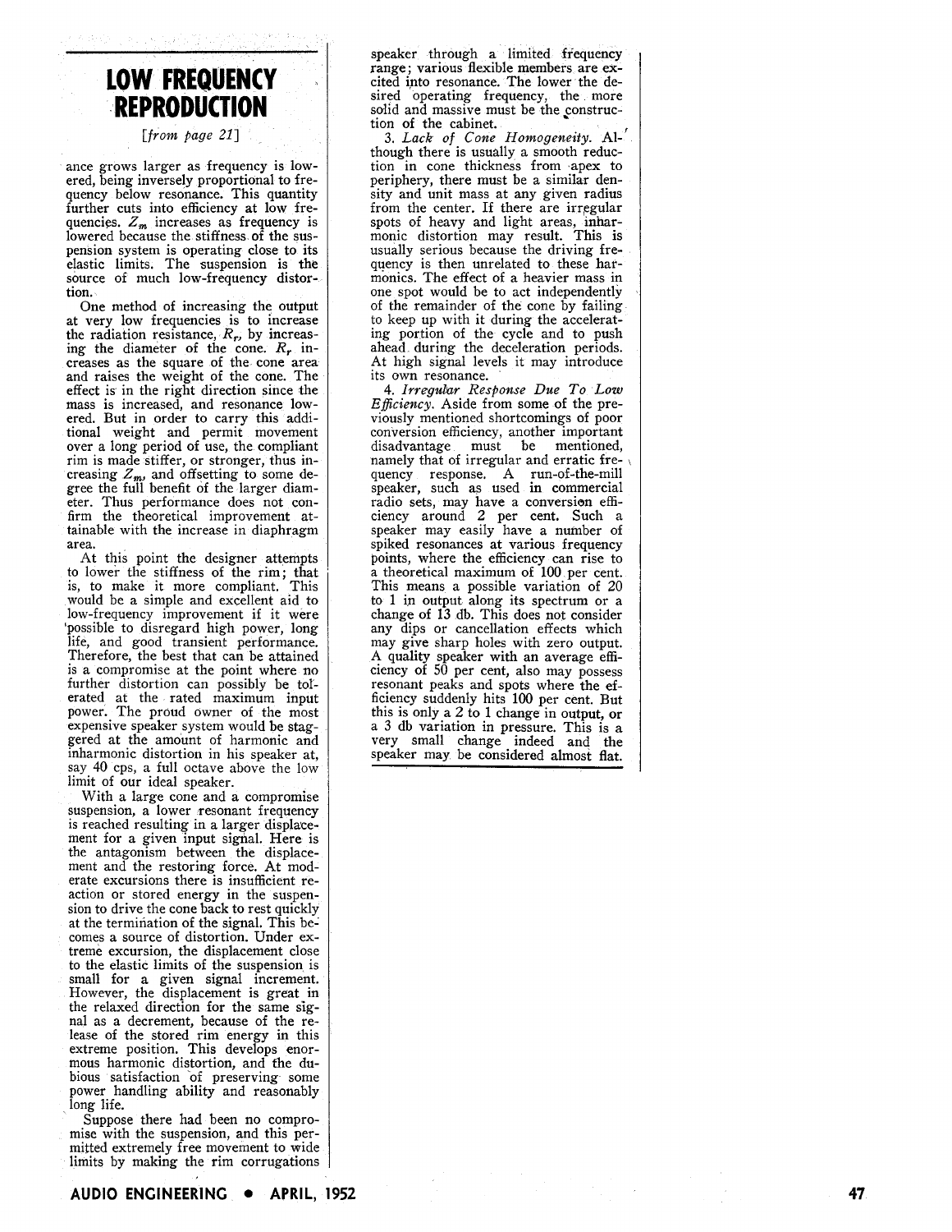## LOW FREQUENCY REPRODUCTION

*[from page 21]*

ance grows larger as frequency is lowered, being inversely proportional to frequency below resonance. This quantity further cuts into efficiency at low frequencies. $Z_m$ increases as frequency is lowered because the stiffness of the suspension system is operating close to its elastic limits. The suspension is the source of much low-frequency distortion.

One method of increasing the output at very low frequencies is to increase the radiation resistance, $R_r$, by increasing the diameter of the cone. $R_r$ increases as the square of the cone area and raises the weight of the cone. The effect is in the right direction since the mass is increased, and resonance lowered. But in order to carry this additional weight and permit movement over a long period of use, the compliant rim is made stiffer, or stronger, thus increasing $Z_m$, and offsetting to some degree the full benefit of the larger diameter. Thus performance does not confirm the theoretical improvement attainable with the increase in diaphragm area.

At this point the designer attempts to lower the stiffness of the rim; that is, to make it more compliant. This would be a simple and excellent aid to low-frequency improvement if it were possible to disregard high power, long life, and good transient performance. Therefore, the best that can be attained is a compromise at the point where no further distortion can possibly be tolerated at the rated maximum input power. The proud owner of the most expensive speaker system would be staggered at the amount of harmonic and inharmonic distortion in his speaker at, say 40 cps, a full octave above the low limit of our ideal speaker.

With a large cone and a compromise suspension, a lower resonant frequency is reached resulting in a larger displacement for a given input signal. Here is the antagonism between the displacement and the restoring force. At moderate excursions there is insufficient reaction or stored energy in the suspension to drive the cone back to rest quickly at the termination of the signal. This becomes a source of distortion. Under extreme excursion, the displacement close to the elastic limits of the suspension is small for a given signal increment. However, the displacement is great in the relaxed direction for the same signal as a decrement, because of the release of the stored rim energy in this extreme position. This develops enormous harmonic distortion, and the dubious satisfaction of preserving some power handling ability and reasonably long life.

Suppose there had been no compromise with the suspension, and this permitted extremely free movement to wide limits by making the rim corrugations speaker through a limited frequency range; various flexible members are excited into resonance. The lower the desired operating frequency, the more solid and massive must be the construction of the cabinet.

3. *Lack of Cone Homogeneity.* Although there is usually a smooth reduction in cone thickness from apex to periphery, there must be a similar density and unit mass at any given radius from the center. If there are irregular spots of heavy and light areas, inharmonic distortion may result. This is usually serious because the driving frequency is then unrelated to these harmonics. The effect of a heavier mass in one spot would be to act independently of the remainder of the cone by failing to keep up with it during the accelerating portion of the cycle and to push ahead during the deceleration periods. At high signal levels it may introduce its own resonance.

4. *Irregular Response Due To Low Efficiency.* Aside from some of the previously mentioned shortcomings of poor conversion efficiency, another important disadvantage must be mentioned, namely that of irregular and erratic frequency response. A run-of-the-mill speaker, such as used in commercial radio sets, may have a conversion efficiency around 2 per cent. Such a speaker may easily have a number of spiked resonances at various frequency points, where the efficiency can rise to a theoretical maximum of 100 per cent. This means a possible variation of 20 to 1 in output along its spectrum or a change of 13 db. This does not consider any dips or cancellation effects which may give sharp holes with zero output. A quality speaker with an average efficiency of 50 per cent, also may possess resonant peaks and spots where the efficiency suddenly hits 100 per cent. But this is only a 2 to 1 change in output, or a 3 db variation in pressure. This is a very small change indeed and the speaker may be considered almost flat.